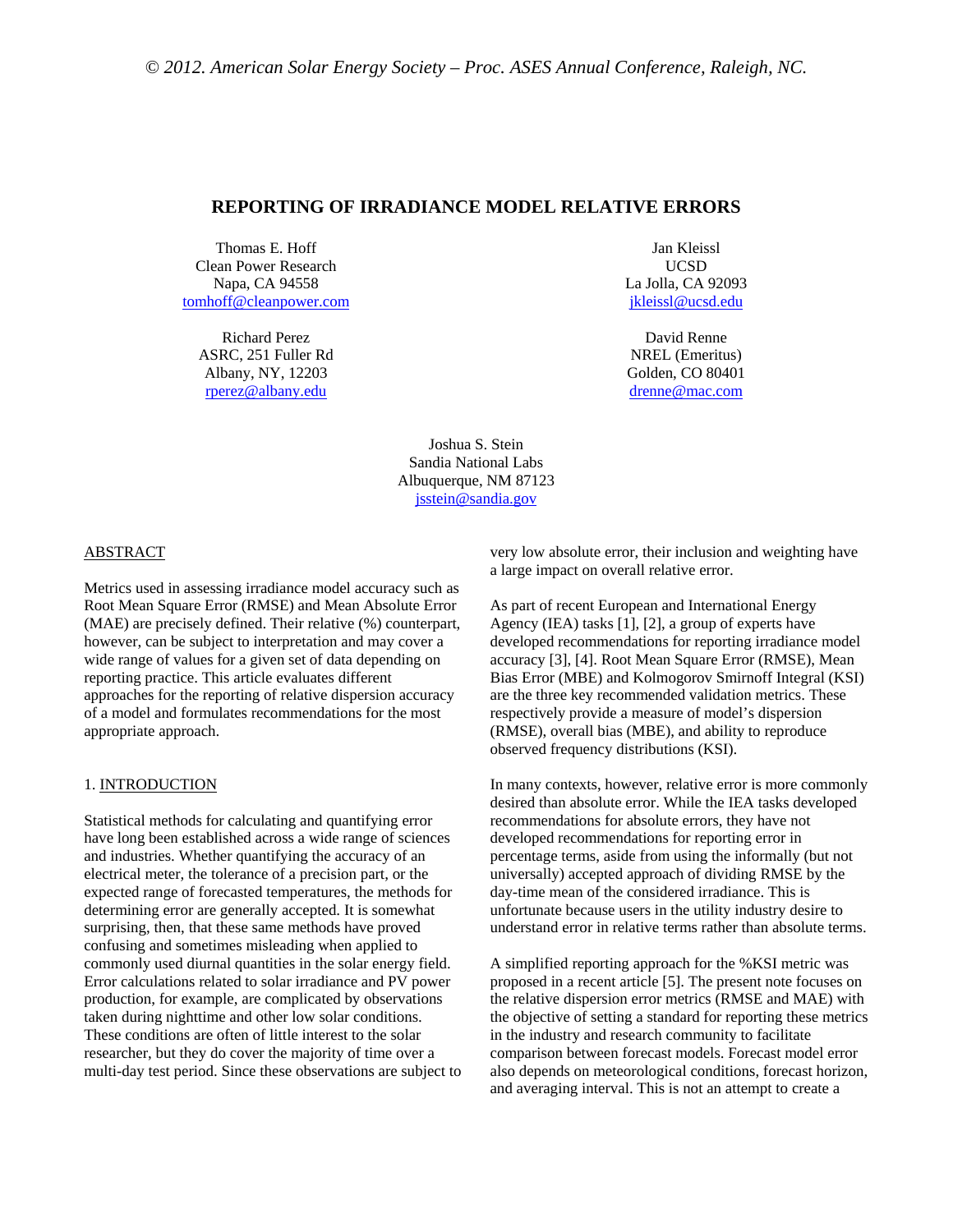*© 2012. American Solar Energy Society – Proc. ASES Annual Conference, Raleigh, NC.*

# REPORTING OF IRRADIANCE MODEL RELATIVE ERRORS

Thomas E. Hoff
Clean Power Research
Napa, CA 94558
tomhoff@cleanpower.com

Jan Kleissl
UCSD
La Jolla, CA 92093
jkleissl@ucsd.edu

Richard Perez
ASRC, 251 Fuller Rd
Albany, NY, 12203
rperez@albany.edu

David Renne
NREL (Emeritus)
Golden, CO 80401
drenne@mac.com

Joshua S. Stein
Sandia National Labs
Albuquerque, NM 87123
jsstein@sandia.gov

## ABSTRACT

Metrics used in assessing irradiance model accuracy such as Root Mean Square Error (RMSE) and Mean Absolute Error (MAE) are precisely defined. Their relative (%) counterpart, however, can be subject to interpretation and may cover a wide range of values for a given set of data depending on reporting practice. This article evaluates different approaches for the reporting of relative dispersion accuracy of a model and formulates recommendations for the most appropriate approach.

## 1. INTRODUCTION

Statistical methods for calculating and quantifying error have long been established across a wide range of sciences and industries. Whether quantifying the accuracy of an electrical meter, the tolerance of a precision part, or the expected range of forecasted temperatures, the methods for determining error are generally accepted. It is somewhat surprising, then, that these same methods have proved confusing and sometimes misleading when applied to commonly used diurnal quantities in the solar energy field. Error calculations related to solar irradiance and PV power production, for example, are complicated by observations taken during nighttime and other low solar conditions. These conditions are often of little interest to the solar researcher, but they do cover the majority of time over a multi-day test period. Since these observations are subject to very low absolute error, their inclusion and weighting have a large impact on overall relative error.

As part of recent European and International Energy Agency (IEA) tasks [1], [2], a group of experts have developed recommendations for reporting irradiance model accuracy [3], [4]. Root Mean Square Error (RMSE), Mean Bias Error (MBE) and Kolmogorov Smirnoff Integral (KSI) are the three key recommended validation metrics. These respectively provide a measure of model's dispersion (RMSE), overall bias (MBE), and ability to reproduce observed frequency distributions (KSI).

In many contexts, however, relative error is more commonly desired than absolute error. While the IEA tasks developed recommendations for absolute errors, they have not developed recommendations for reporting error in percentage terms, aside from using the informally (but not universally) accepted approach of dividing RMSE by the day-time mean of the considered irradiance. This is unfortunate because users in the utility industry desire to understand error in relative terms rather than absolute terms.

A simplified reporting approach for the %KSI metric was proposed in a recent article [5]. The present note focuses on the relative dispersion error metrics (RMSE and MAE) with the objective of setting a standard for reporting these metrics in the industry and research community to facilitate comparison between forecast models. Forecast model error also depends on meteorological conditions, forecast horizon, and averaging interval. This is not an attempt to create a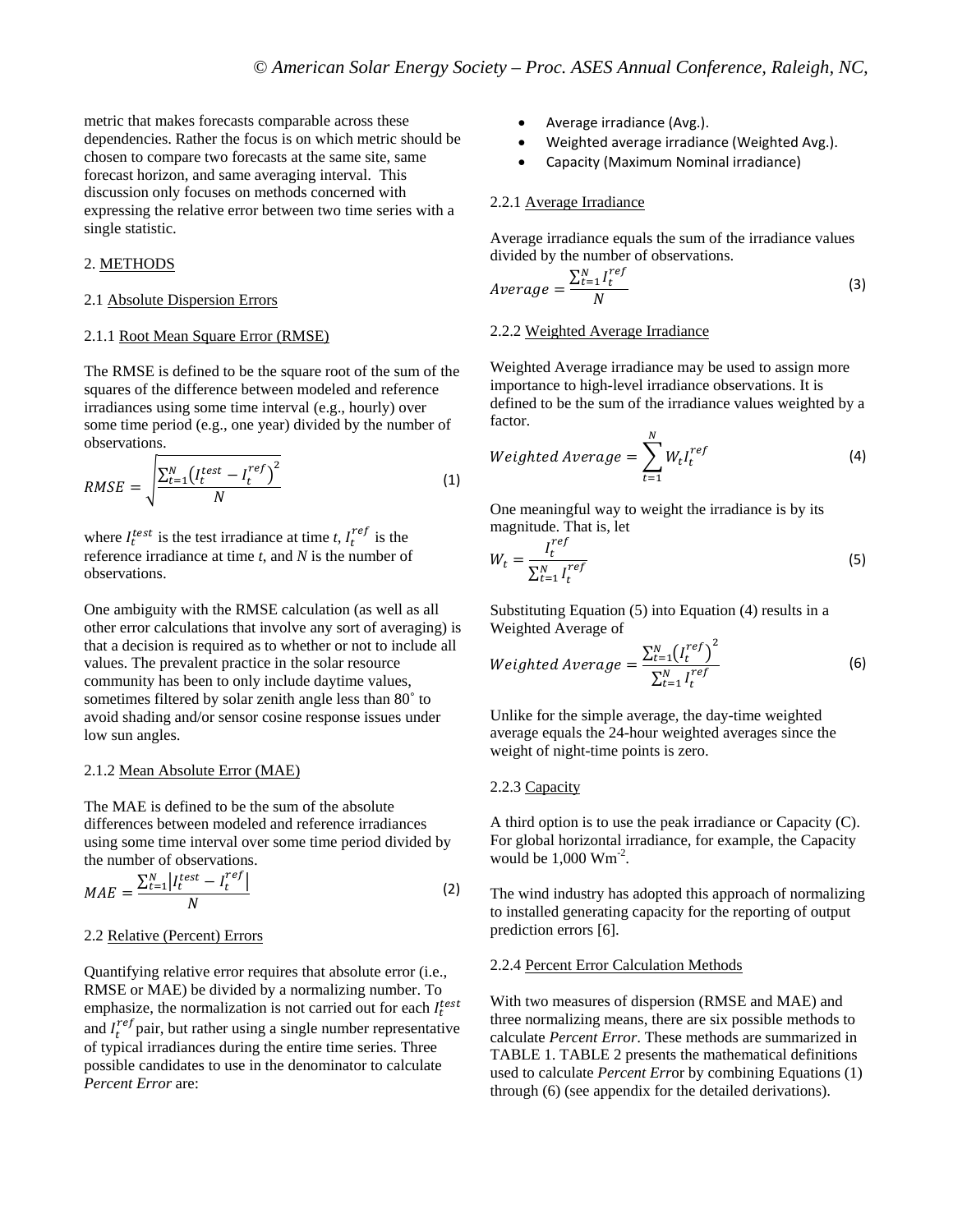metric that makes forecasts comparable across these dependencies. Rather the focus is on which metric should be chosen to compare two forecasts at the same site, same forecast horizon, and same averaging interval. This discussion only focuses on methods concerned with expressing the relative error between two time series with a single statistic.

## 2. METHODS

### 2.1 Absolute Dispersion Errors

#### 2.1.1 Root Mean Square Error (RMSE)

The RMSE is defined to be the square root of the sum of the squares of the difference between modeled and reference irradiances using some time interval (e.g., hourly) over some time period (e.g., one year) divided by the number of observations.

$$RMSE = \sqrt{\frac{\sum_{t=1}^{N}\left(I_t^{test} - I_t^{ref}\right)^2}{N}} \tag{1}$$

where $I_t^{test}$ is the test irradiance at time *t*, $I_t^{ref}$ is the reference irradiance at time *t*, and *N* is the number of observations.

One ambiguity with the RMSE calculation (as well as all other error calculations that involve any sort of averaging) is that a decision is required as to whether or not to include all values. The prevalent practice in the solar resource community has been to only include daytime values, sometimes filtered by solar zenith angle less than 80˚ to avoid shading and/or sensor cosine response issues under low sun angles.

#### 2.1.2 Mean Absolute Error (MAE)

The MAE is defined to be the sum of the absolute differences between modeled and reference irradiances using some time interval over some time period divided by the number of observations.

$$MAE = \frac{\sum_{t=1}^{N}\left|I_t^{test} - I_t^{ref}\right|}{N} \tag{2}$$

### 2.2 Relative (Percent) Errors

Quantifying relative error requires that absolute error (i.e., RMSE or MAE) be divided by a normalizing number. To emphasize, the normalization is not carried out for each $I_t^{test}$ and $I_t^{ref}$ pair, but rather using a single number representative of typical irradiances during the entire time series. Three possible candidates to use in the denominator to calculate *Percent Error* are:

- Average irradiance (Avg.).
- Weighted average irradiance (Weighted Avg.).
- Capacity (Maximum Nominal irradiance)

#### 2.2.1 Average Irradiance

Average irradiance equals the sum of the irradiance values divided by the number of observations.

$$Average = \frac{\sum_{t=1}^{N} I_t^{ref}}{N} \tag{3}$$

#### 2.2.2 Weighted Average Irradiance

Weighted Average irradiance may be used to assign more importance to high-level irradiance observations. It is defined to be the sum of the irradiance values weighted by a factor.

$$Weighted\ Average = \sum_{t=1}^{N} W_t I_t^{ref} \tag{4}$$

One meaningful way to weight the irradiance is by its magnitude. That is, let

$$W_t = \frac{I_t^{ref}}{\sum_{t=1}^{N} I_t^{ref}} \tag{5}$$

Substituting Equation (5) into Equation (4) results in a Weighted Average of

$$Weighted\ Average = \frac{\sum_{t=1}^{N}\left(I_t^{ref}\right)^2}{\sum_{t=1}^{N} I_t^{ref}} \tag{6}$$

Unlike for the simple average, the day-time weighted average equals the 24-hour weighted averages since the weight of night-time points is zero.

#### 2.2.3 Capacity

A third option is to use the peak irradiance or Capacity (C). For global horizontal irradiance, for example, the Capacity would be 1,000 $Wm^{-2}$.

The wind industry has adopted this approach of normalizing to installed generating capacity for the reporting of output prediction errors [6].

#### 2.2.4 Percent Error Calculation Methods

With two measures of dispersion (RMSE and MAE) and three normalizing means, there are six possible methods to calculate *Percent Error*. These methods are summarized in TABLE 1. TABLE 2 presents the mathematical definitions used to calculate *Percent Error* by combining Equations (1) through (6) (see appendix for the detailed derivations).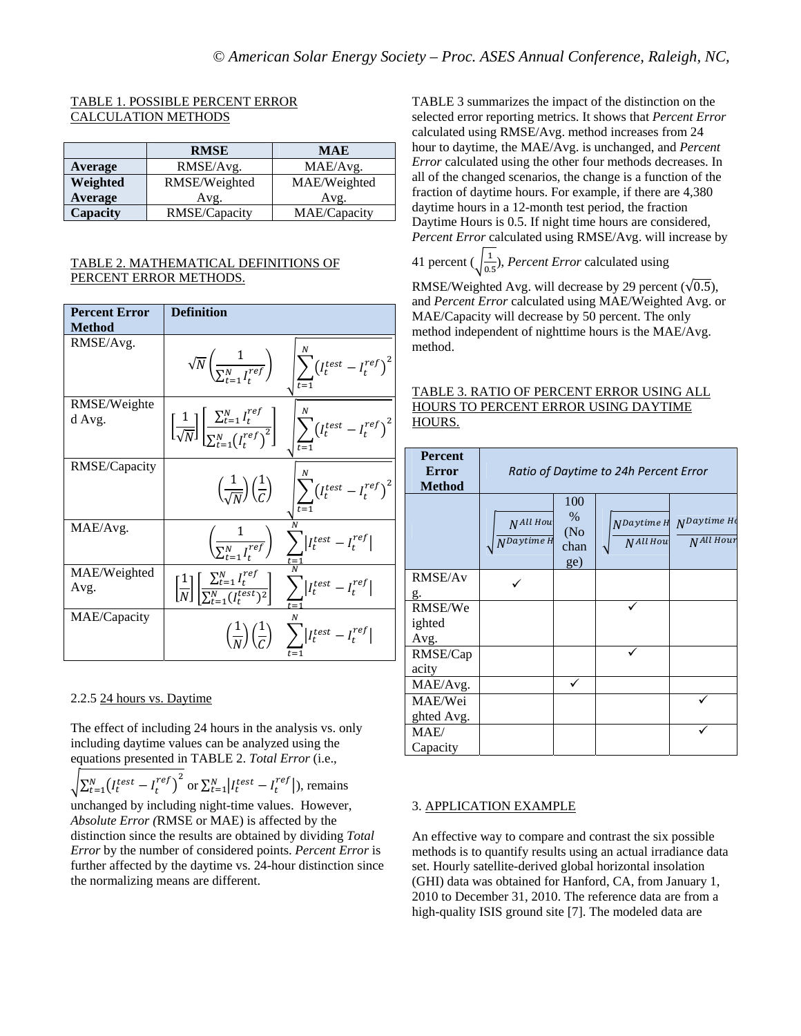TABLE 1. POSSIBLE PERCENT ERROR CALCULATION METHODS

| | RMSE | MAE |
|---|---|---|
| **Average** | RMSE/Avg. | MAE/Avg. |
| **Weighted Average** | RMSE/Weighted Avg. | MAE/Weighted Avg. |
| **Capacity** | RMSE/Capacity | MAE/Capacity |

TABLE 2. MATHEMATICAL DEFINITIONS OF PERCENT ERROR METHODS.

| Percent Error Method | Definition |
|---|---|
| RMSE/Avg. | $\sqrt{N}\left(\frac{1}{\sum_{t=1}^{N} I_t^{ref}}\right) \sqrt{\sum_{t=1}^{N}\left(I_t^{test}-I_t^{ref}\right)^2}$ |
| RMSE/Weighted Avg. | $\left[\frac{1}{\sqrt{N}}\right]\left[\frac{\sum_{t=1}^{N} I_t^{ref}}{\sum_{t=1}^{N}\left(I_t^{ref}\right)^2}\right] \sqrt{\sum_{t=1}^{N}\left(I_t^{test}-I_t^{ref}\right)^2}$ |
| RMSE/Capacity | $\left(\frac{1}{\sqrt{N}}\right)\left(\frac{1}{C}\right) \sqrt{\sum_{t=1}^{N}\left(I_t^{test}-I_t^{ref}\right)^2}$ |
| MAE/Avg. | $\left(\frac{1}{\sum_{t=1}^{N} I_t^{ref}}\right) \sum_{t=1}^{N}\left\|I_t^{test}-I_t^{ref}\right\|$ |
| MAE/Weighted Avg. | $\left[\frac{1}{N}\right]\left[\frac{\sum_{t=1}^{N} I_t^{ref}}{\sum_{t=1}^{N}(I_t^{test})^2}\right] \sum_{t=1}^{N}\left\|I_t^{test}-I_t^{ref}\right\|$ |
| MAE/Capacity | $\left(\frac{1}{N}\right)\left(\frac{1}{C}\right) \sum_{t=1}^{N}\left\|I_t^{test}-I_t^{ref}\right\|$ |

2.2.5 24 hours vs. Daytime

The effect of including 24 hours in the analysis vs. only including daytime values can be analyzed using the equations presented in TABLE 2. *Total Error* (i.e., $\sqrt{\sum_{t=1}^{N}\left(I_t^{test}-I_t^{ref}\right)^2}$ or $\sum_{t=1}^{N}\left|I_t^{test}-I_t^{ref}\right|$), remains unchanged by including night-time values. However, *Absolute Error (*RMSE or MAE) is affected by the distinction since the results are obtained by dividing *Total Error* by the number of considered points. *Percent Error* is further affected by the daytime vs. 24-hour distinction since the normalizing means are different.

TABLE 3 summarizes the impact of the distinction on the selected error reporting metrics. It shows that *Percent Error* calculated using RMSE/Avg. method increases from 24 hour to daytime, the MAE/Avg. is unchanged, and *Percent Error* calculated using the other four methods decreases. In all of the changed scenarios, the change is a function of the fraction of daytime hours. For example, if there are 4,380 daytime hours in a 12-month test period, the fraction Daytime Hours is 0.5. If night time hours are considered, *Percent Error* calculated using RMSE/Avg. will increase by 41 percent ($\sqrt{\frac{1}{0.5}}$), *Percent Error* calculated using RMSE/Weighted Avg. will decrease by 29 percent ($\sqrt{0.5}$), and *Percent Error* calculated using MAE/Weighted Avg. or MAE/Capacity will decrease by 50 percent. The only method independent of nighttime hours is the MAE/Avg. method.

TABLE 3. RATIO OF PERCENT ERROR USING ALL HOURS TO PERCENT ERROR USING DAYTIME HOURS.

| Percent Error Method | *Ratio of Daytime to 24h Percent Error* | | | |
|---|---|---|---|---|
| | $\sqrt{\frac{N^{All\ Hours}}{N^{Daytime\ Hours}}}$ | 100 % (No change) | $\sqrt{\frac{N^{Daytime\ Hours}}{N^{All\ Hours}}}$ | $\frac{N^{Daytime\ Hours}}{N^{All\ Hours}}$ |
| RMSE/Avg. | ✓ | | | |
| RMSE/Weighted Avg. | | | ✓ | |
| RMSE/Capacity | | | ✓ | |
| MAE/Avg. | | ✓ | | |
| MAE/Weighted Avg. | | | | ✓ |
| MAE/ Capacity | | | | ✓ |

## 3. APPLICATION EXAMPLE

An effective way to compare and contrast the six possible methods is to quantify results using an actual irradiance data set. Hourly satellite-derived global horizontal insolation (GHI) data was obtained for Hanford, CA, from January 1, 2010 to December 31, 2010. The reference data are from a high-quality ISIS ground site [7]. The modeled data are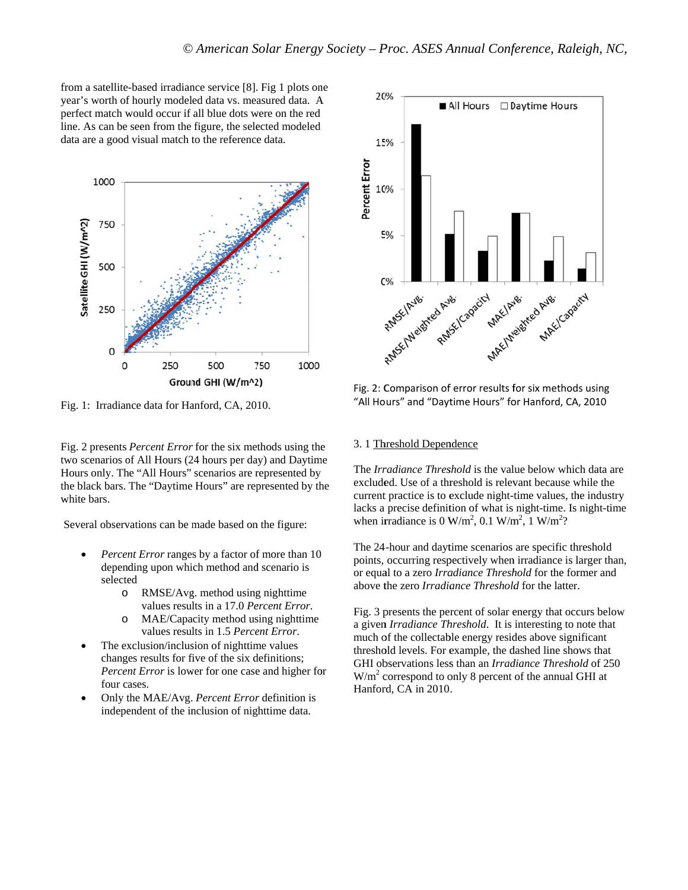from a satellite-based irradiance service [8]. Fig 1 plots one year's worth of hourly modeled data vs. measured data. A perfect match would occur if all blue dots were on the red line. As can be seen from the figure, the selected modeled data are a good visual match to the reference data.

Fig. 1: Irradiance data for Hanford, CA, 2010.

Fig. 2 presents *Percent Error* for the six methods using the two scenarios of All Hours (24 hours per day) and Daytime Hours only. The "All Hours" scenarios are represented by the black bars. The "Daytime Hours" are represented by the white bars.

Several observations can be made based on the figure:

- *Percent Error* ranges by a factor of more than 10 depending upon which method and scenario is selected
  - RMSE/Avg. method using nighttime values results in a 17.0 *Percent Error.*
  - MAE/Capacity method using nighttime values results in 1.5 *Percent Error.*
- The exclusion/inclusion of nighttime values changes results for five of the six definitions; *Percent Error* is lower for one case and higher for four cases.
- Only the MAE/Avg. *Percent Error* definition is independent of the inclusion of nighttime data.

Fig. 2: Comparison of error results for six methods using "All Hours" and "Daytime Hours" for Hanford, CA, 2010

3. 1 Threshold Dependence

The *Irradiance Threshold* is the value below which data are excluded. Use of a threshold is relevant because while the current practice is to exclude night-time values, the industry lacks a precise definition of what is night-time. Is night-time when irradiance is 0 W/m$^2$, 0.1 W/m$^2$, 1 W/m$^2$?

The 24-hour and daytime scenarios are specific threshold points, occurring respectively when irradiance is larger than, or equal to a zero *Irradiance Threshold* for the former and above the zero *Irradiance Threshold* for the latter.

Fig. 3 presents the percent of solar energy that occurs below a given *Irradiance Threshold*. It is interesting to note that much of the collectable energy resides above significant threshold levels. For example, the dashed line shows that GHI observations less than an *Irradiance Threshold* of 250 W/m$^2$ correspond to only 8 percent of the annual GHI at Hanford, CA in 2010.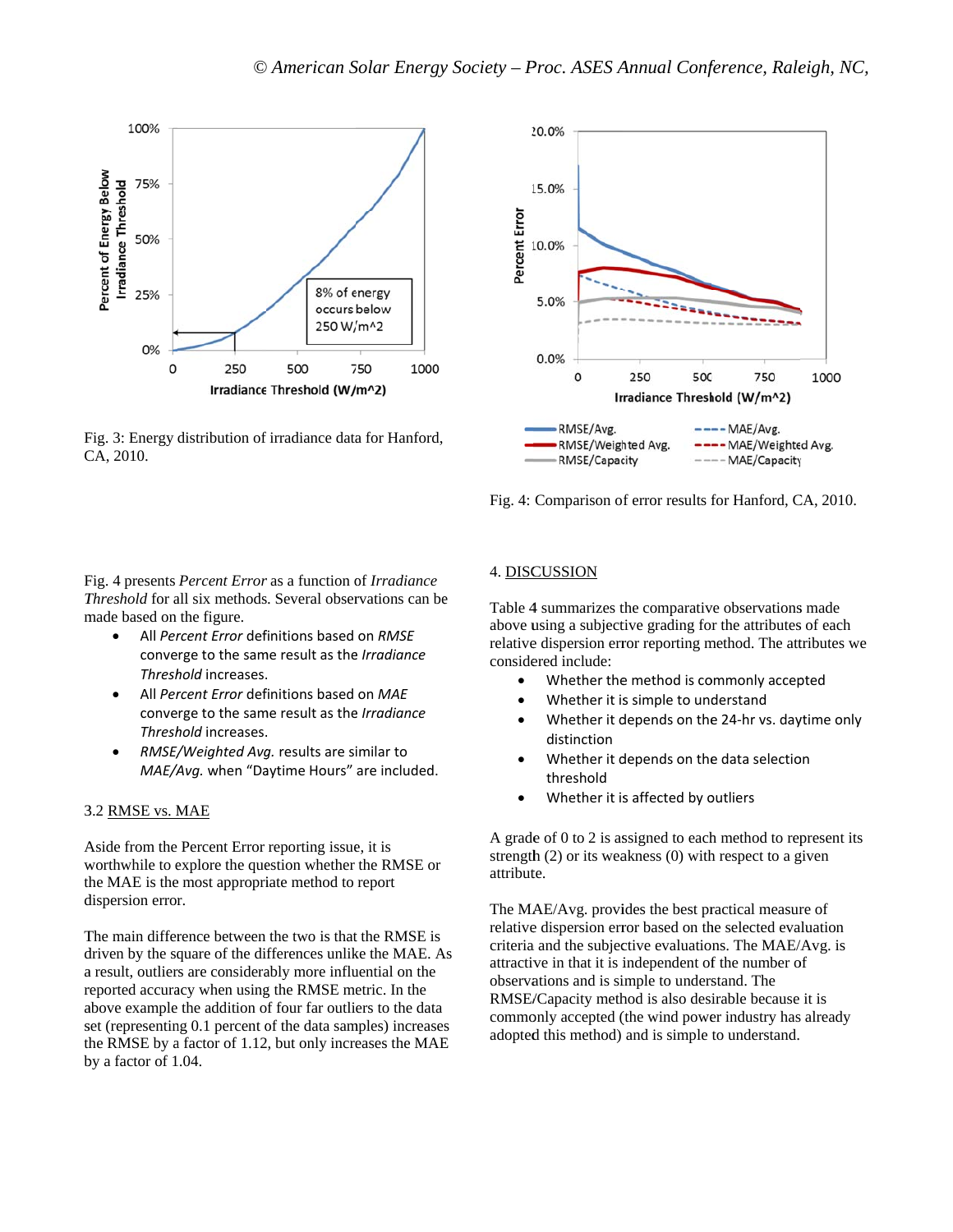Fig. 3: Energy distribution of irradiance data for Hanford, CA, 2010.

Fig. 4: Comparison of error results for Hanford, CA, 2010.

Fig. 4 presents *Percent Error* as a function of *Irradiance Threshold* for all six methods. Several observations can be made based on the figure.

- All *Percent Error* definitions based on *RMSE* converge to the same result as the *Irradiance Threshold* increases.
- All *Percent Error* definitions based on *MAE* converge to the same result as the *Irradiance Threshold* increases.
- *RMSE/Weighted Avg.* results are similar to *MAE/Avg.* when "Daytime Hours" are included.

### 3.2 RMSE vs. MAE

Aside from the Percent Error reporting issue, it is worthwhile to explore the question whether the RMSE or the MAE is the most appropriate method to report dispersion error.

The main difference between the two is that the RMSE is driven by the square of the differences unlike the MAE. As a result, outliers are considerably more influential on the reported accuracy when using the RMSE metric. In the above example the addition of four far outliers to the data set (representing 0.1 percent of the data samples) increases the RMSE by a factor of 1.12, but only increases the MAE by a factor of 1.04.

## 4. DISCUSSION

Table 4 summarizes the comparative observations made above using a subjective grading for the attributes of each relative dispersion error reporting method. The attributes we considered include:

- Whether the method is commonly accepted
- Whether it is simple to understand
- Whether it depends on the 24-hr vs. daytime only distinction
- Whether it depends on the data selection threshold
- Whether it is affected by outliers

A grade of 0 to 2 is assigned to each method to represent its strength (2) or its weakness (0) with respect to a given attribute.

The MAE/Avg. provides the best practical measure of relative dispersion error based on the selected evaluation criteria and the subjective evaluations. The MAE/Avg. is attractive in that it is independent of the number of observations and is simple to understand. The RMSE/Capacity method is also desirable because it is commonly accepted (the wind power industry has already adopted this method) and is simple to understand.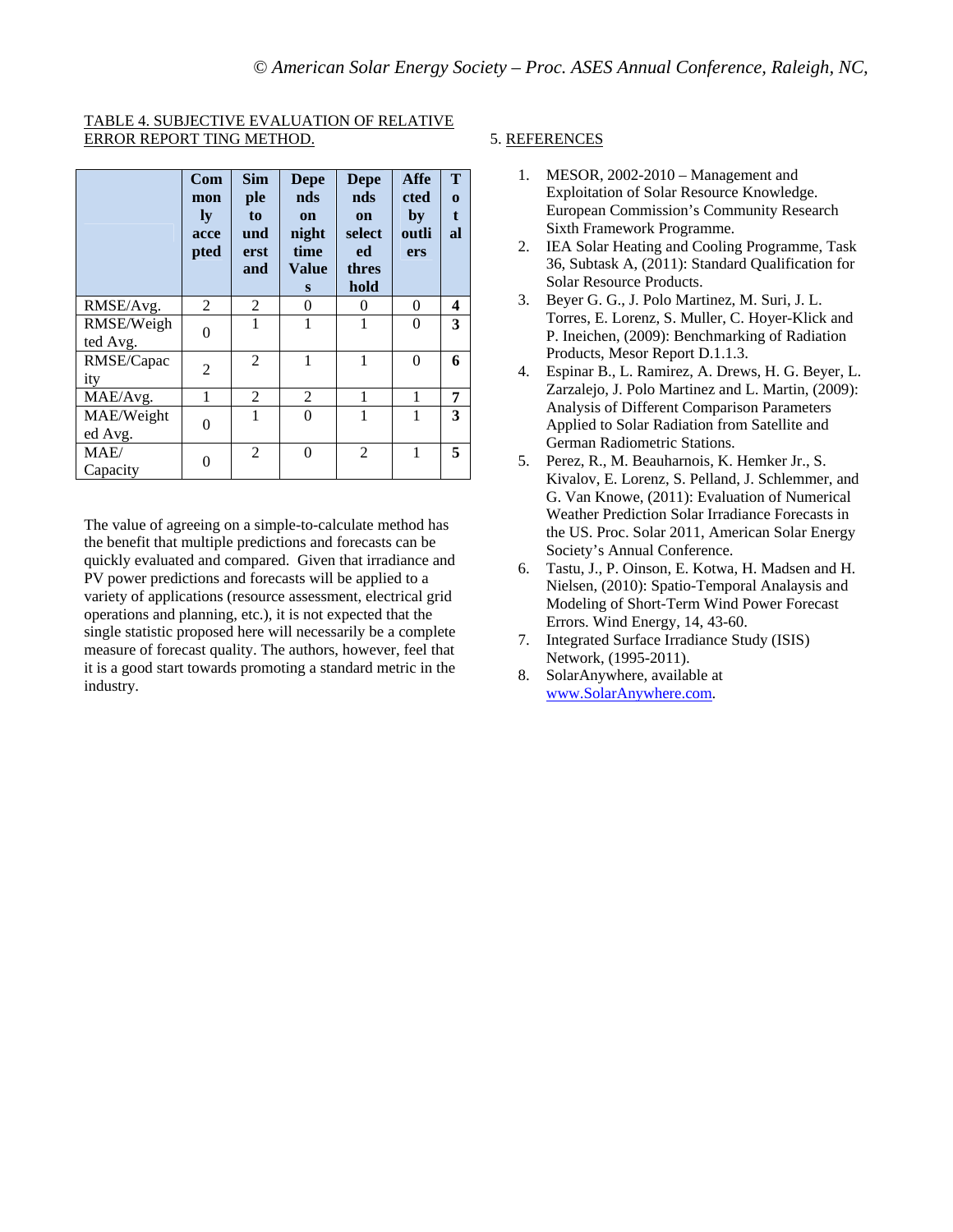TABLE 4. SUBJECTIVE EVALUATION OF RELATIVE ERROR REPORT TING METHOD.

| | Commonly accepted | Simple to understand | Depends on night time Values | Depends on selected threshold | Affected by outliers | Total |
|---|---|---|---|---|---|---|
| RMSE/Avg. | 2 | 2 | 0 | 0 | 0 | **4** |
| RMSE/Weighted Avg. | 0 | 1 | 1 | 1 | 0 | **3** |
| RMSE/Capacity | 2 | 2 | 1 | 1 | 0 | **6** |
| MAE/Avg. | 1 | 2 | 2 | 1 | 1 | **7** |
| MAE/Weighted Avg. | 0 | 1 | 0 | 1 | 1 | **3** |
| MAE/ Capacity | 0 | 2 | 0 | 2 | 1 | **5** |

The value of agreeing on a simple-to-calculate method has the benefit that multiple predictions and forecasts can be quickly evaluated and compared. Given that irradiance and PV power predictions and forecasts will be applied to a variety of applications (resource assessment, electrical grid operations and planning, etc.), it is not expected that the single statistic proposed here will necessarily be a complete measure of forecast quality. The authors, however, feel that it is a good start towards promoting a standard metric in the industry.

## 5. REFERENCES

1. MESOR, 2002-2010 – Management and Exploitation of Solar Resource Knowledge. European Commission's Community Research Sixth Framework Programme.
2. IEA Solar Heating and Cooling Programme, Task 36, Subtask A, (2011): Standard Qualification for Solar Resource Products.
3. Beyer G. G., J. Polo Martinez, M. Suri, J. L. Torres, E. Lorenz, S. Muller, C. Hoyer-Klick and P. Ineichen, (2009): Benchmarking of Radiation Products, Mesor Report D.1.1.3.
4. Espinar B., L. Ramirez, A. Drews, H. G. Beyer, L. Zarzalejo, J. Polo Martinez and L. Martin, (2009): Analysis of Different Comparison Parameters Applied to Solar Radiation from Satellite and German Radiometric Stations.
5. Perez, R., M. Beauharnois, K. Hemker Jr., S. Kivalov, E. Lorenz, S. Pelland, J. Schlemmer, and G. Van Knowe, (2011): Evaluation of Numerical Weather Prediction Solar Irradiance Forecasts in the US. Proc. Solar 2011, American Solar Energy Society's Annual Conference.
6. Tastu, J., P. Oinson, E. Kotwa, H. Madsen and H. Nielsen, (2010): Spatio-Temporal Analaysis and Modeling of Short-Term Wind Power Forecast Errors. Wind Energy, 14, 43-60.
7. Integrated Surface Irradiance Study (ISIS) Network, (1995-2011).
8. SolarAnywhere, available at www.SolarAnywhere.com.